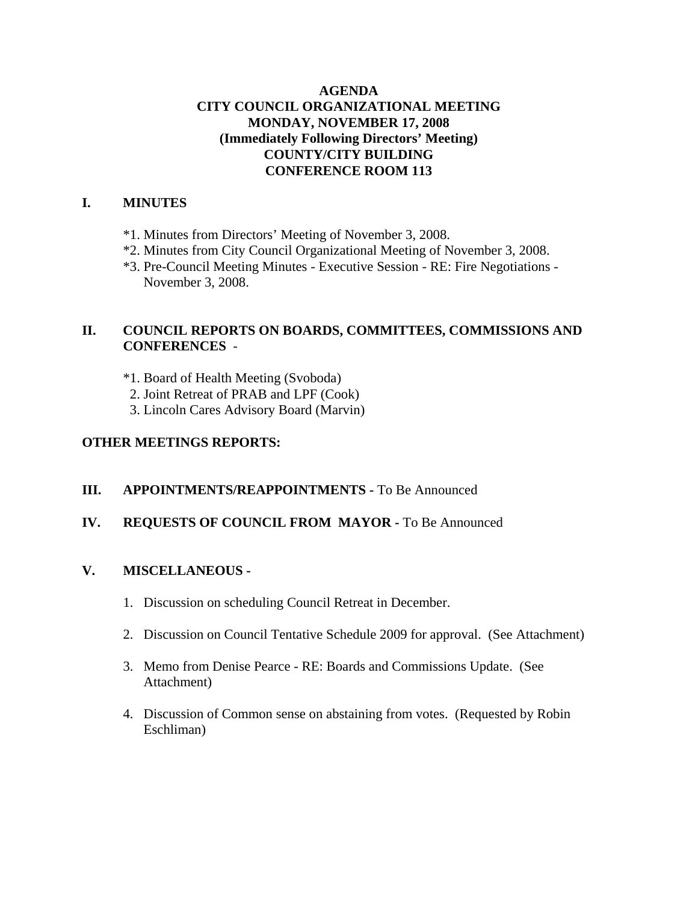**AGENDA**
**CITY COUNCIL ORGANIZATIONAL MEETING**
**MONDAY, NOVEMBER 17, 2008**
**(Immediately Following Directors' Meeting)**
**COUNTY/CITY BUILDING**
**CONFERENCE ROOM 113**

## I. MINUTES

*1. Minutes from Directors' Meeting of November 3, 2008.
*2. Minutes from City Council Organizational Meeting of November 3, 2008.
*3. Pre-Council Meeting Minutes - Executive Session - RE: Fire Negotiations - November 3, 2008.

## II. COUNCIL REPORTS ON BOARDS, COMMITTEES, COMMISSIONS AND CONFERENCES -

*1. Board of Health Meeting (Svoboda)
2. Joint Retreat of PRAB and LPF (Cook)
3. Lincoln Cares Advisory Board (Marvin)

## OTHER MEETINGS REPORTS:

## III. APPOINTMENTS/REAPPOINTMENTS - To Be Announced

## IV. REQUESTS OF COUNCIL FROM MAYOR - To Be Announced

## V. MISCELLANEOUS -

1. Discussion on scheduling Council Retreat in December.
2. Discussion on Council Tentative Schedule 2009 for approval. (See Attachment)
3. Memo from Denise Pearce - RE: Boards and Commissions Update. (See Attachment)
4. Discussion of Common sense on abstaining from votes. (Requested by Robin Eschliman)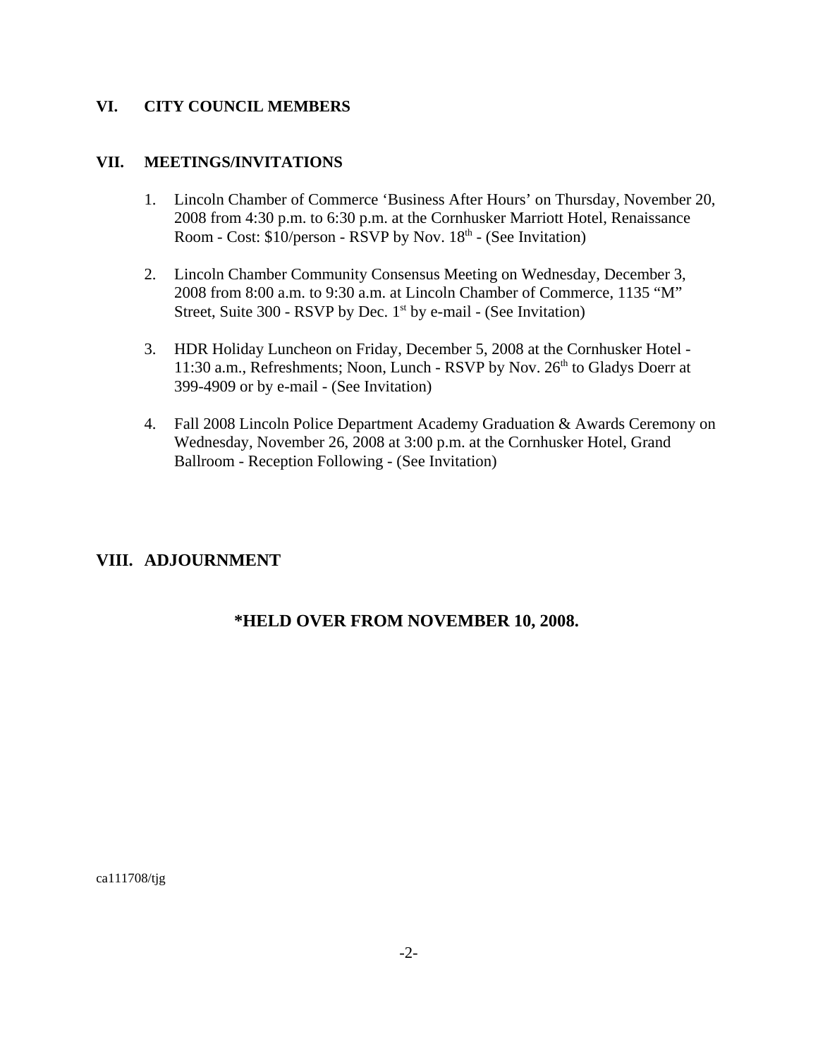## VI. CITY COUNCIL MEMBERS

## VII. MEETINGS/INVITATIONS

1. Lincoln Chamber of Commerce ‘Business After Hours’ on Thursday, November 20, 2008 from 4:30 p.m. to 6:30 p.m. at the Cornhusker Marriott Hotel, Renaissance Room - Cost: $10/person - RSVP by Nov. 18th - (See Invitation)

2. Lincoln Chamber Community Consensus Meeting on Wednesday, December 3, 2008 from 8:00 a.m. to 9:30 a.m. at Lincoln Chamber of Commerce, 1135 “M” Street, Suite 300 - RSVP by Dec. 1st by e-mail - (See Invitation)

3. HDR Holiday Luncheon on Friday, December 5, 2008 at the Cornhusker Hotel - 11:30 a.m., Refreshments; Noon, Lunch - RSVP by Nov. 26th to Gladys Doerr at 399-4909 or by e-mail - (See Invitation)

4. Fall 2008 Lincoln Police Department Academy Graduation & Awards Ceremony on Wednesday, November 26, 2008 at 3:00 p.m. at the Cornhusker Hotel, Grand Ballroom - Reception Following - (See Invitation)

## VIII. ADJOURNMENT

**\*HELD OVER FROM NOVEMBER 10, 2008.**

ca111708/tjg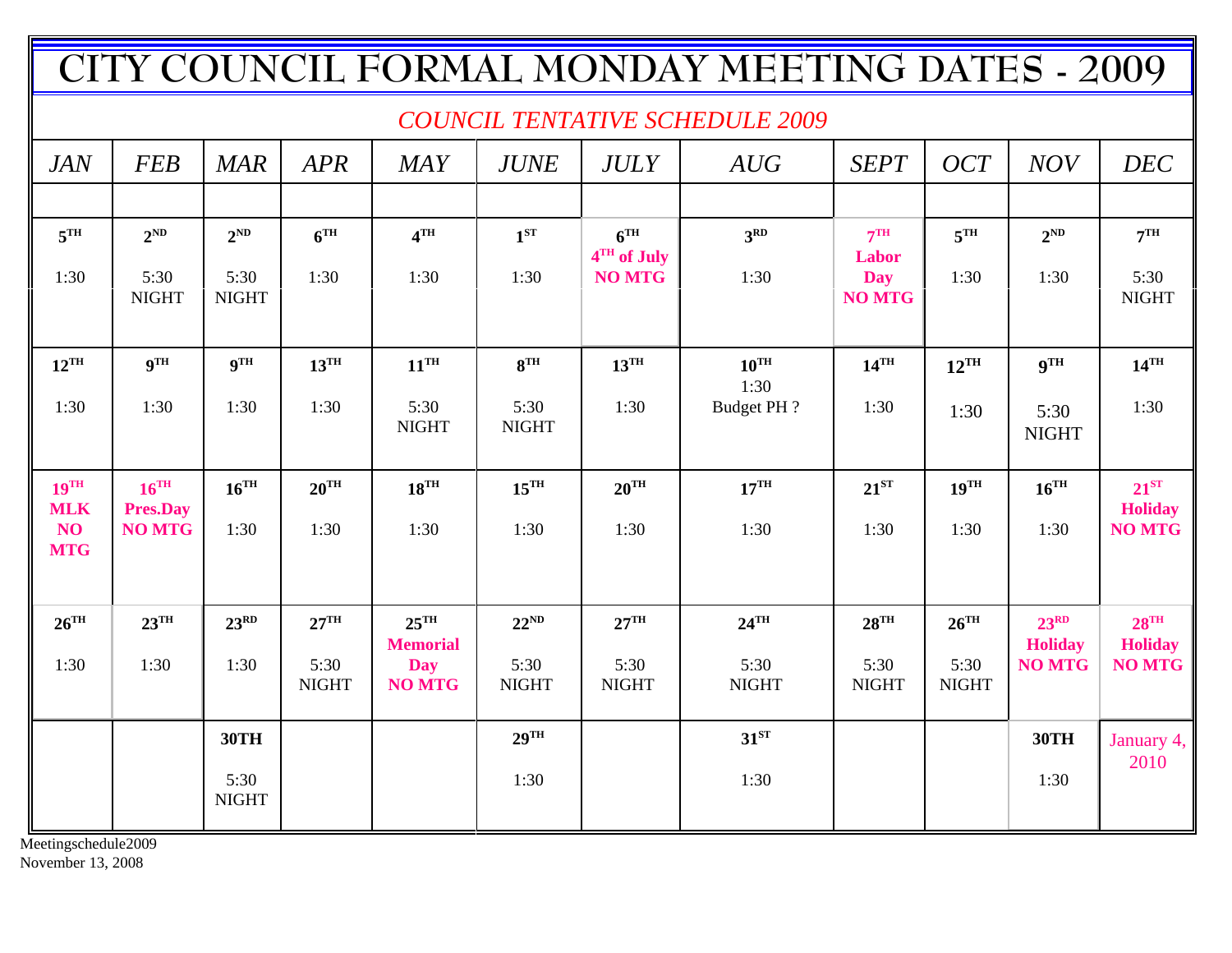# CITY COUNCIL FORMAL MONDAY MEETING DATES - 2009

*COUNCIL TENTATIVE SCHEDULE 2009*

| *JAN* | *FEB* | *MAR* | *APR* | *MAY* | *JUNE* | *JULY* | *AUG* | *SEPT* | *OCT* | *NOV* | *DEC* |
|---|---|---|---|---|---|---|---|---|---|---|---|
| | | | | | | | | | | | |
| **5TH** 1:30 | **2ND** 5:30 NIGHT | **2ND** 5:30 NIGHT | **6TH** 1:30 | **4TH** 1:30 | **1ST** 1:30 | **6TH** **4TH of July** **NO MTG** | **3RD** 1:30 | **7TH** **Labor Day** **NO MTG** | **5TH** 1:30 | **2ND** 1:30 | **7TH** 5:30 NIGHT |
| **12TH** 1:30 | **9TH** 1:30 | **9TH** 1:30 | **13TH** 1:30 | **11TH** 5:30 NIGHT | **8TH** 5:30 NIGHT | **13TH** 1:30 | **10TH** 1:30 Budget PH ? | **14TH** 1:30 | **12TH** 1:30 | **9TH** 5:30 NIGHT | **14TH** 1:30 |
| **19TH** **MLK** **NO MTG** | **16TH** **Pres.Day** **NO MTG** | **16TH** 1:30 | **20TH** 1:30 | **18TH** 1:30 | **15TH** 1:30 | **20TH** 1:30 | **17TH** 1:30 | **21ST** 1:30 | **19TH** 1:30 | **16TH** 1:30 | **21ST** **Holiday** **NO MTG** |
| **26TH** 1:30 | **23TH** 1:30 | **23RD** 1:30 | **27TH** 5:30 NIGHT | **25TH** **Memorial Day** **NO MTG** | **22ND** 5:30 NIGHT | **27TH** 5:30 NIGHT | **24TH** 5:30 NIGHT | **28TH** 5:30 NIGHT | **26TH** 5:30 NIGHT | **23RD** **Holiday** **NO MTG** | **28TH** **Holiday** **NO MTG** |
| | | **30TH** 5:30 NIGHT | | | **29TH** 1:30 | | **31ST** 1:30 | | | **30TH** 1:30 | January 4, 2010 |

Meetingschedule2009
November 13, 2008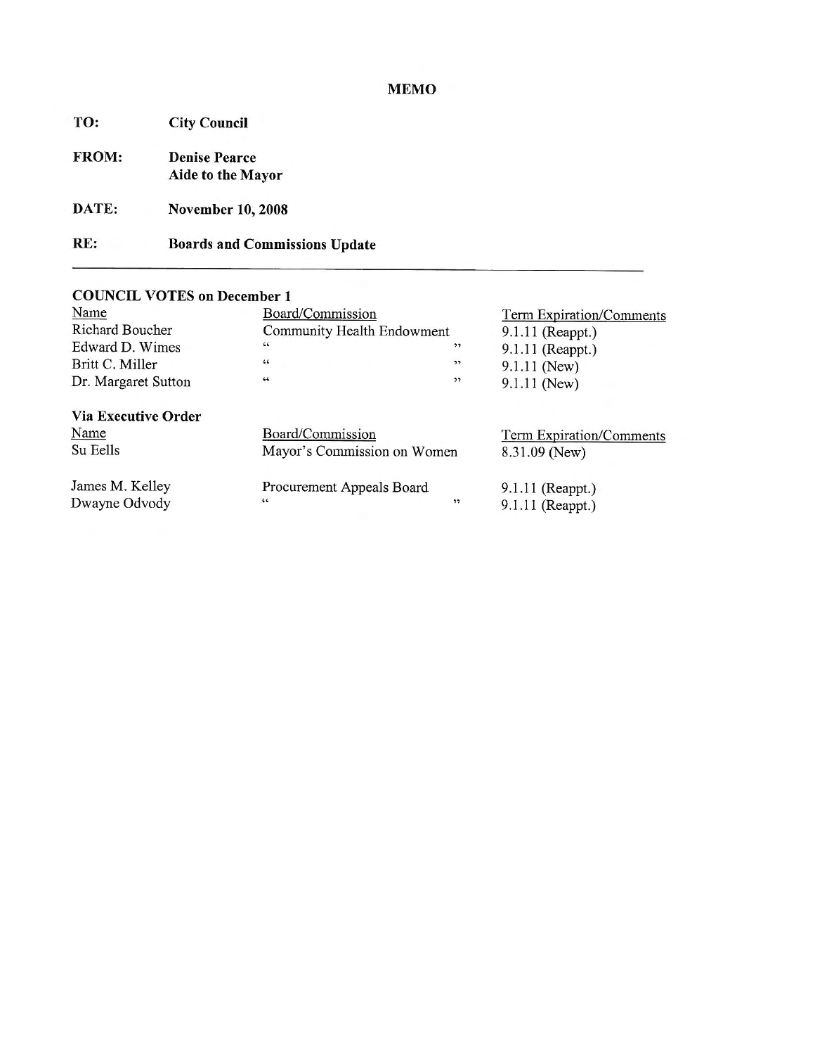**MEMO**

**TO:** City Council

**FROM:** Denise Pearce
Aide to the Mayor

**DATE:** November 10, 2008

**RE:** Boards and Commissions Update

---

**COUNCIL VOTES on December 1**

| Name | Board/Commission | Term Expiration/Comments |
|---|---|---|
| Richard Boucher | Community Health Endowment | 9.1.11 (Reappt.) |
| Edward D. Wimes | " " | 9.1.11 (Reappt.) |
| Britt C. Miller | " " | 9.1.11 (New) |
| Dr. Margaret Sutton | " " | 9.1.11 (New) |

**Via Executive Order**

| Name | Board/Commission | Term Expiration/Comments |
|---|---|---|
| Su Eells | Mayor's Commission on Women | 8.31.09 (New) |
| James M. Kelley | Procurement Appeals Board | 9.1.11 (Reappt.) |
| Dwayne Odvody | " " | 9.1.11 (Reappt.) |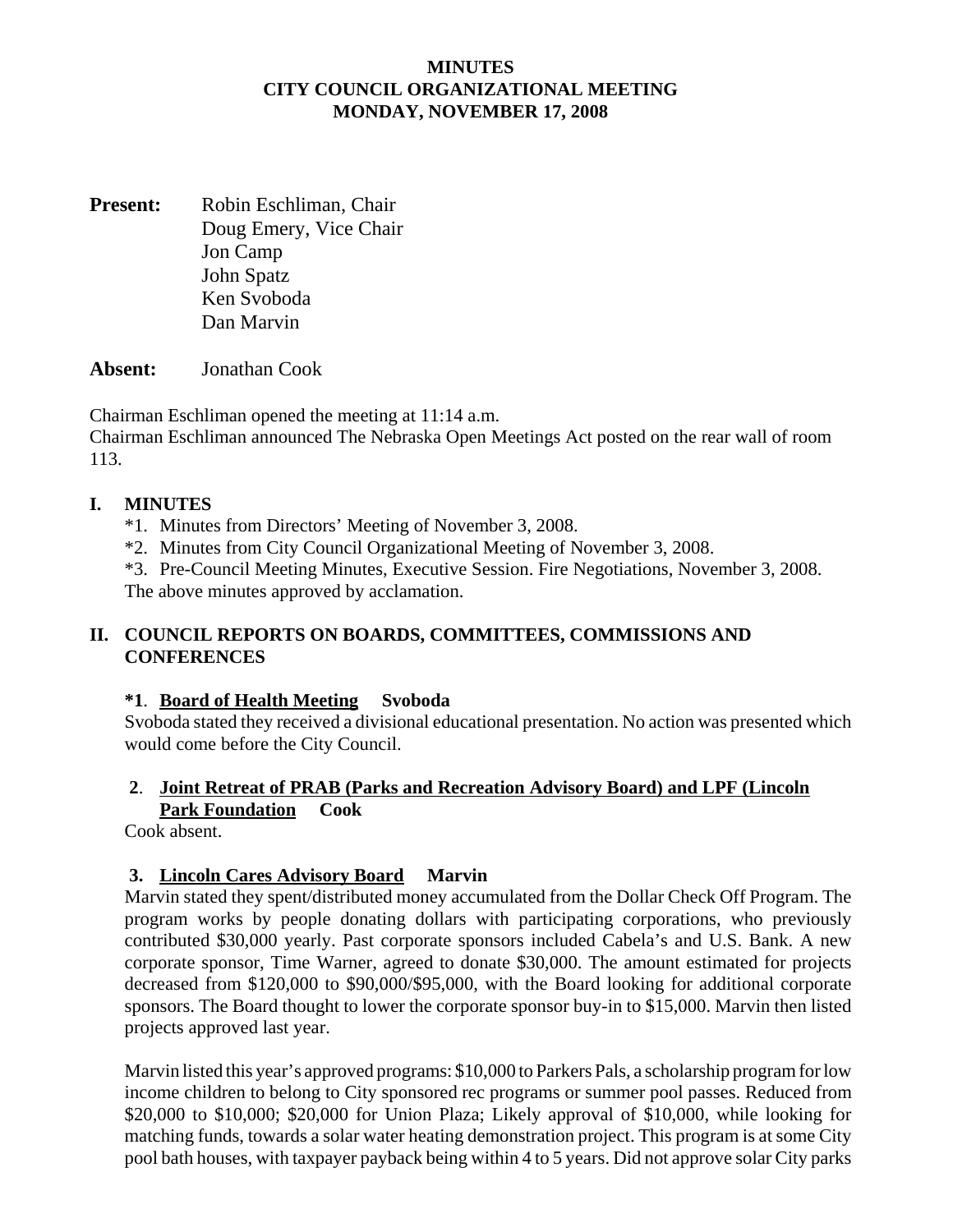**MINUTES**
**CITY COUNCIL ORGANIZATIONAL MEETING**
**MONDAY, NOVEMBER 17, 2008**

**Present:** Robin Eschliman, Chair
Doug Emery, Vice Chair
Jon Camp
John Spatz
Ken Svoboda
Dan Marvin

**Absent:** Jonathan Cook

Chairman Eschliman opened the meeting at 11:14 a.m.
Chairman Eschliman announced The Nebraska Open Meetings Act posted on the rear wall of room 113.

## I. MINUTES

*1. Minutes from Directors' Meeting of November 3, 2008.
*2. Minutes from City Council Organizational Meeting of November 3, 2008.
*3. Pre-Council Meeting Minutes, Executive Session. Fire Negotiations, November 3, 2008.
The above minutes approved by acclamation.

## II. COUNCIL REPORTS ON BOARDS, COMMITTEES, COMMISSIONS AND CONFERENCES

**\*1. <u>Board of Health Meeting</u> Svoboda**
Svoboda stated they received a divisional educational presentation. No action was presented which would come before the City Council.

**2. <u>Joint Retreat of PRAB (Parks and Recreation Advisory Board) and LPF (Lincoln Park Foundation</u> Cook**
Cook absent.

**3. <u>Lincoln Cares Advisory Board</u> Marvin**
Marvin stated they spent/distributed money accumulated from the Dollar Check Off Program. The program works by people donating dollars with participating corporations, who previously contributed $30,000 yearly. Past corporate sponsors included Cabela's and U.S. Bank. A new corporate sponsor, Time Warner, agreed to donate $30,000. The amount estimated for projects decreased from $120,000 to $90,000/$95,000, with the Board looking for additional corporate sponsors. The Board thought to lower the corporate sponsor buy-in to $15,000. Marvin then listed projects approved last year.

Marvin listed this year's approved programs: $10,000 to Parkers Pals, a scholarship program for low income children to belong to City sponsored rec programs or summer pool passes. Reduced from $20,000 to $10,000; $20,000 for Union Plaza; Likely approval of $10,000, while looking for matching funds, towards a solar water heating demonstration project. This program is at some City pool bath houses, with taxpayer payback being within 4 to 5 years. Did not approve solar City parks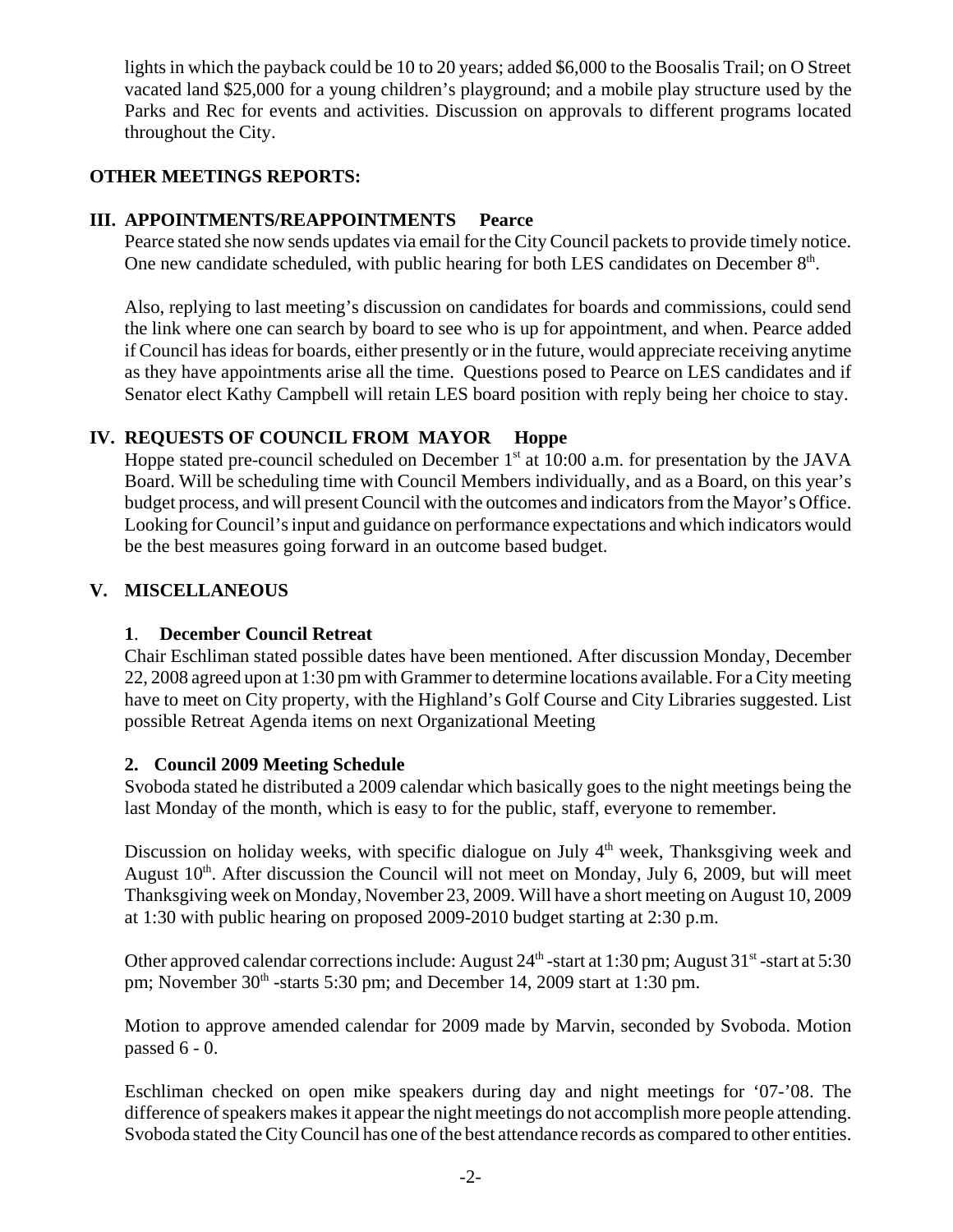lights in which the payback could be 10 to 20 years; added $6,000 to the Boosalis Trail; on O Street vacated land $25,000 for a young children's playground; and a mobile play structure used by the Parks and Rec for events and activities. Discussion on approvals to different programs located throughout the City.

**OTHER MEETINGS REPORTS:**

## III. APPOINTMENTS/REAPPOINTMENTS Pearce

Pearce stated she now sends updates via email for the City Council packets to provide timely notice. One new candidate scheduled, with public hearing for both LES candidates on December 8th.

Also, replying to last meeting's discussion on candidates for boards and commissions, could send the link where one can search by board to see who is up for appointment, and when. Pearce added if Council has ideas for boards, either presently or in the future, would appreciate receiving anytime as they have appointments arise all the time. Questions posed to Pearce on LES candidates and if Senator elect Kathy Campbell will retain LES board position with reply being her choice to stay.

## IV. REQUESTS OF COUNCIL FROM MAYOR Hoppe

Hoppe stated pre-council scheduled on December 1st at 10:00 a.m. for presentation by the JAVA Board. Will be scheduling time with Council Members individually, and as a Board, on this year's budget process, and will present Council with the outcomes and indicators from the Mayor's Office. Looking for Council's input and guidance on performance expectations and which indicators would be the best measures going forward in an outcome based budget.

## V. MISCELLANEOUS

### 1. December Council Retreat

Chair Eschliman stated possible dates have been mentioned. After discussion Monday, December 22, 2008 agreed upon at 1:30 pm with Grammer to determine locations available. For a City meeting have to meet on City property, with the Highland's Golf Course and City Libraries suggested. List possible Retreat Agenda items on next Organizational Meeting

### 2. Council 2009 Meeting Schedule

Svoboda stated he distributed a 2009 calendar which basically goes to the night meetings being the last Monday of the month, which is easy to for the public, staff, everyone to remember.

Discussion on holiday weeks, with specific dialogue on July 4th week, Thanksgiving week and August 10th. After discussion the Council will not meet on Monday, July 6, 2009, but will meet Thanksgiving week on Monday, November 23, 2009. Will have a short meeting on August 10, 2009 at 1:30 with public hearing on proposed 2009-2010 budget starting at 2:30 p.m.

Other approved calendar corrections include: August 24th -start at 1:30 pm; August 31st -start at 5:30 pm; November 30th -starts 5:30 pm; and December 14, 2009 start at 1:30 pm.

Motion to approve amended calendar for 2009 made by Marvin, seconded by Svoboda. Motion passed 6 - 0.

Eschliman checked on open mike speakers during day and night meetings for '07-'08. The difference of speakers makes it appear the night meetings do not accomplish more people attending. Svoboda stated the City Council has one of the best attendance records as compared to other entities.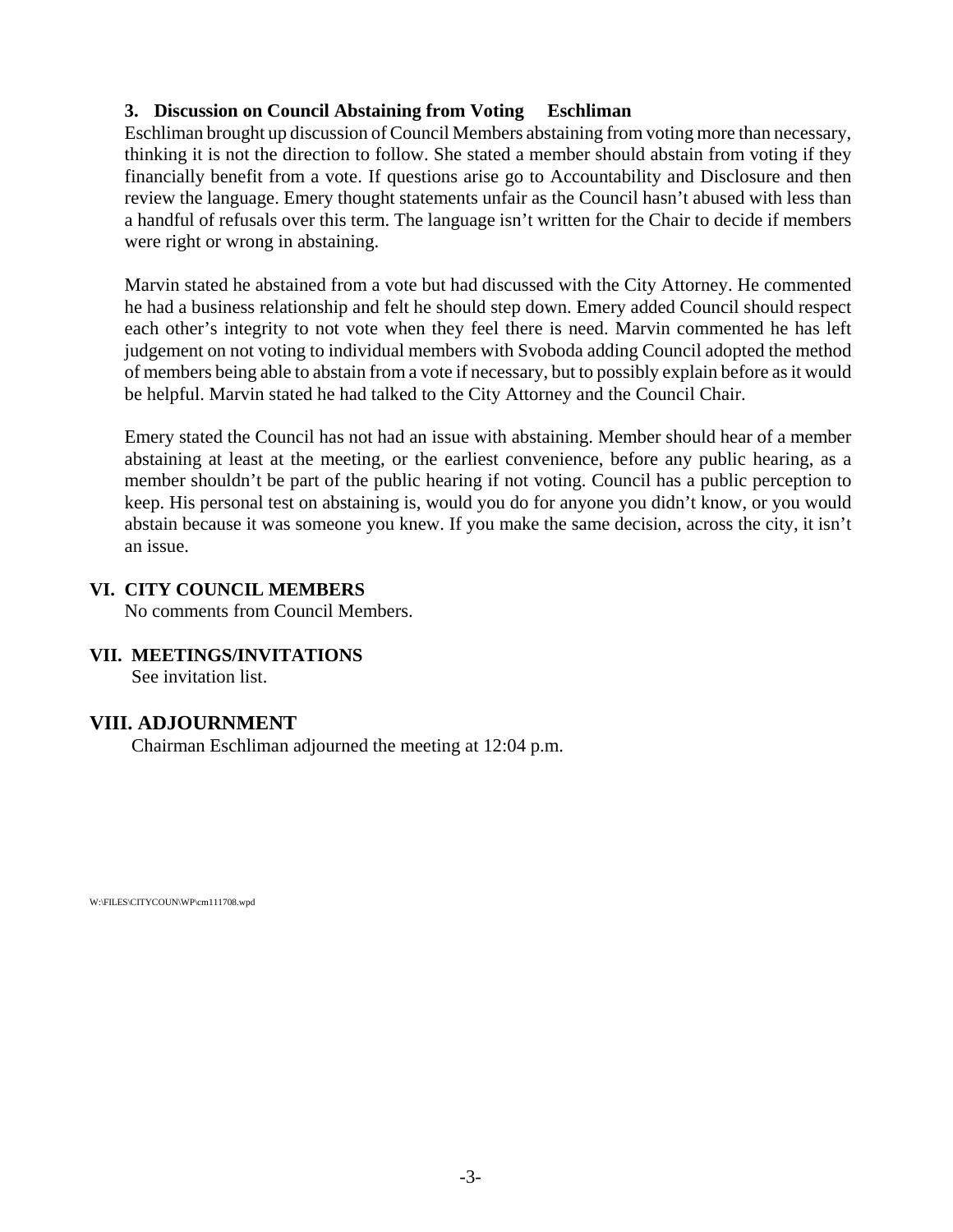### 3. Discussion on Council Abstaining from Voting Eschliman

Eschliman brought up discussion of Council Members abstaining from voting more than necessary, thinking it is not the direction to follow. She stated a member should abstain from voting if they financially benefit from a vote. If questions arise go to Accountability and Disclosure and then review the language. Emery thought statements unfair as the Council hasn't abused with less than a handful of refusals over this term. The language isn't written for the Chair to decide if members were right or wrong in abstaining.

Marvin stated he abstained from a vote but had discussed with the City Attorney. He commented he had a business relationship and felt he should step down. Emery added Council should respect each other's integrity to not vote when they feel there is need. Marvin commented he has left judgement on not voting to individual members with Svoboda adding Council adopted the method of members being able to abstain from a vote if necessary, but to possibly explain before as it would be helpful. Marvin stated he had talked to the City Attorney and the Council Chair.

Emery stated the Council has not had an issue with abstaining. Member should hear of a member abstaining at least at the meeting, or the earliest convenience, before any public hearing, as a member shouldn't be part of the public hearing if not voting. Council has a public perception to keep. His personal test on abstaining is, would you do for anyone you didn't know, or you would abstain because it was someone you knew. If you make the same decision, across the city, it isn't an issue.

## VI. CITY COUNCIL MEMBERS

No comments from Council Members.

## VII. MEETINGS/INVITATIONS

See invitation list.

## VIII. ADJOURNMENT

Chairman Eschliman adjourned the meeting at 12:04 p.m.

W:\FILES\CITYCOUN\WP\cm111708.wpd